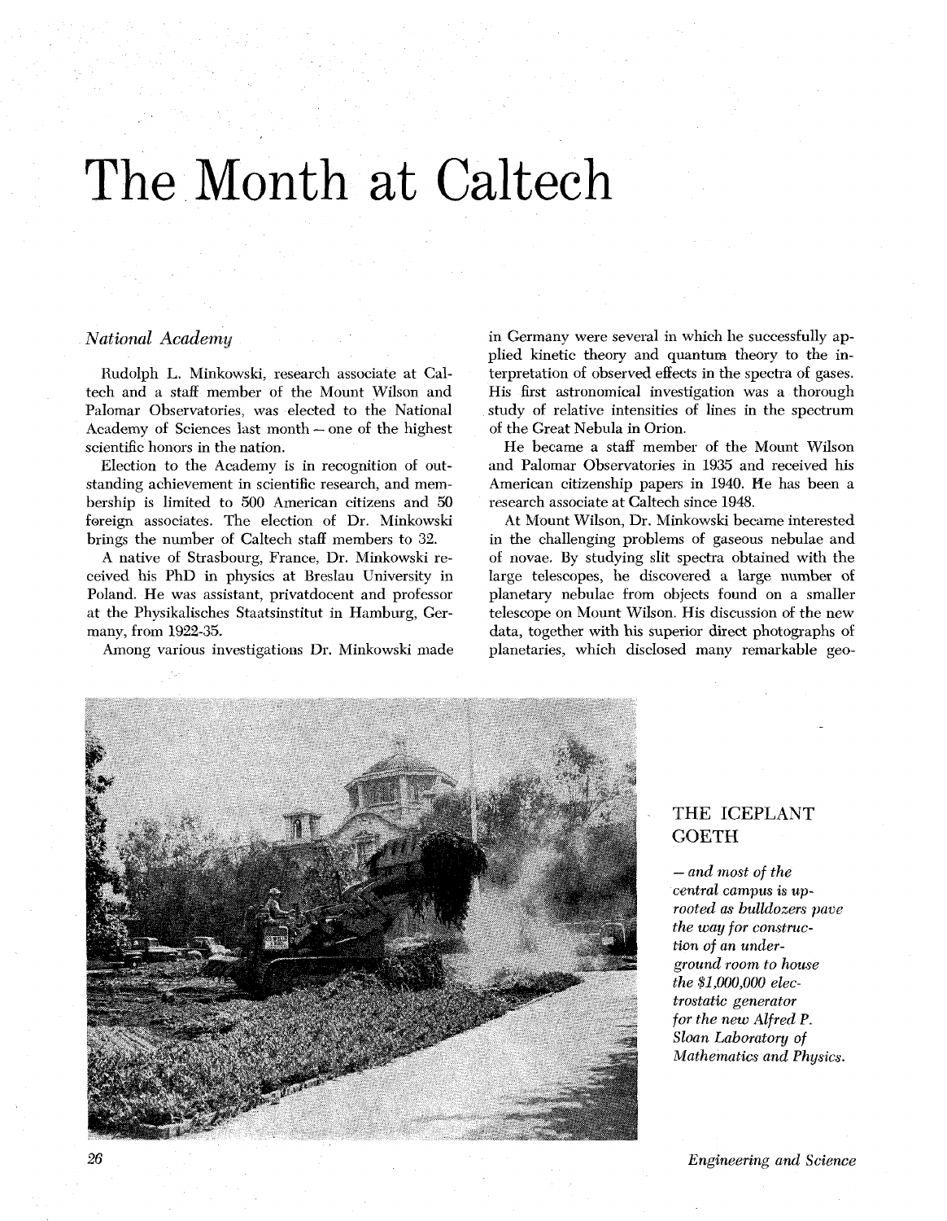# The Month at Caltech

## *National Academy*

Rudolph L. Minkowski, research associate at Caltech and a staff member of the Mount Wilson and Palomar Observatories, was elected to the National Academy of Sciences last month – one of the highest scientific honors in the nation.

Election to the Academy is in recognition of outstanding achievement in scientific research, and membership is limited to 500 American citizens and 50 foreign associates. The election of Dr. Minkowski brings the number of Caltech staff members to 32.

A native of Strasbourg, France, Dr. Minkowski received his PhD in physics at Breslau University in Poland. He was assistant, privatdocent and professor at the Physikalisches Staatsinstitut in Hamburg, Germany, from 1922-35.

Among various investigations Dr. Minkowski made in Germany were several in which he successfully applied kinetic theory and quantum theory to the interpretation of observed effects in the spectra of gases. His first astronomical investigation was a thorough study of relative intensities of lines in the spectrum of the Great Nebula in Orion.

He became a staff member of the Mount Wilson and Palomar Observatories in 1935 and received his American citizenship papers in 1940. He has been a research associate at Caltech since 1948.

At Mount Wilson, Dr. Minkowski became interested in the challenging problems of gaseous nebulae and of novae. By studying slit spectra obtained with the large telescopes, he discovered a large number of planetary nebulae from objects found on a smaller telescope on Mount Wilson. His discussion of the new data, together with his superior direct photographs of planetaries, which disclosed many remarkable geo-

THE ICEPLANT GOETH

*– and most of the central campus is uprooted as bulldozers pave the way for construction of an underground room to house the $1,000,000 electrostatic generator for the new Alfred P. Sloan Laboratory of Mathematics and Physics.*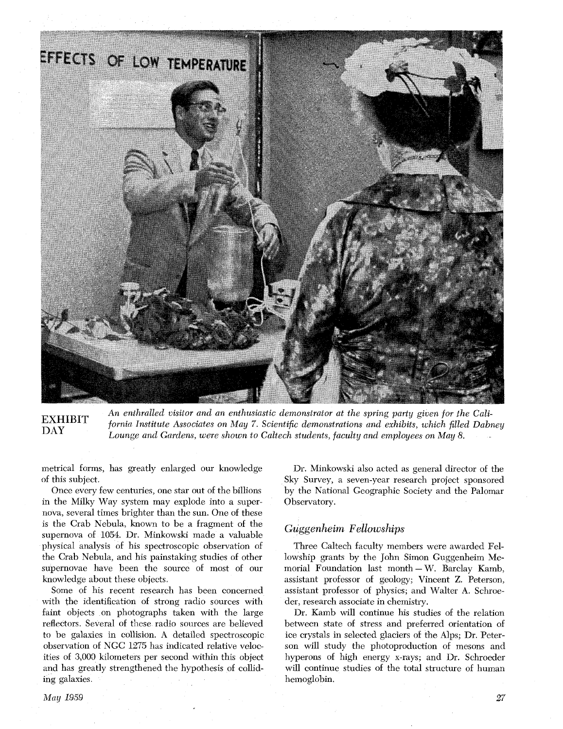**EXHIBIT DAY**

*An enthralled visitor and an enthusiastic demonstrator at the spring party given for the California Institute Associates on May 7. Scientific demonstrations and exhibits, which filled Dabney Lounge and Gardens, were shown to Caltech students, faculty and employees on May 8.*

metrical forms, has greatly enlarged our knowledge of this subject.

Once every few centuries, one star out of the billions in the Milky Way system may explode into a supernova, several times brighter than the sun. One of these is the Crab Nebula, known to be a fragment of the supernova of 1054. Dr. Minkowski made a valuable physical analysis of his spectroscopic observation of the Crab Nebula, and his painstaking studies of other supernovae have been the source of most of our knowledge about these objects.

Some of his recent research has been concerned with the identification of strong radio sources with faint objects on photographs taken with the large reflectors. Several of these radio sources are believed to be galaxies in collision. A detailed spectroscopic observation of NGC 1275 has indicated relative velocities of 3,000 kilometers per second within this object and has greatly strengthened the hypothesis of colliding galaxies.

Dr. Minkowski also acted as general director of the Sky Survey, a seven-year research project sponsored by the National Geographic Society and the Palomar Observatory.

## *Guggenheim Fellowships*

Three Caltech faculty members were awarded Fellowship grants by the John Simon Guggenheim Memorial Foundation last month – W. Barclay Kamb, assistant professor of geology; Vincent Z. Peterson, assistant professor of physics; and Walter A. Schroeder, research associate in chemistry.

Dr. Kamb will continue his studies of the relation between state of stress and preferred orientation of ice crystals in selected glaciers of the Alps; Dr. Peterson will study the photoproduction of mesons and hyperons of high energy x-rays; and Dr. Schroeder will continue studies of the total structure of human hemoglobin.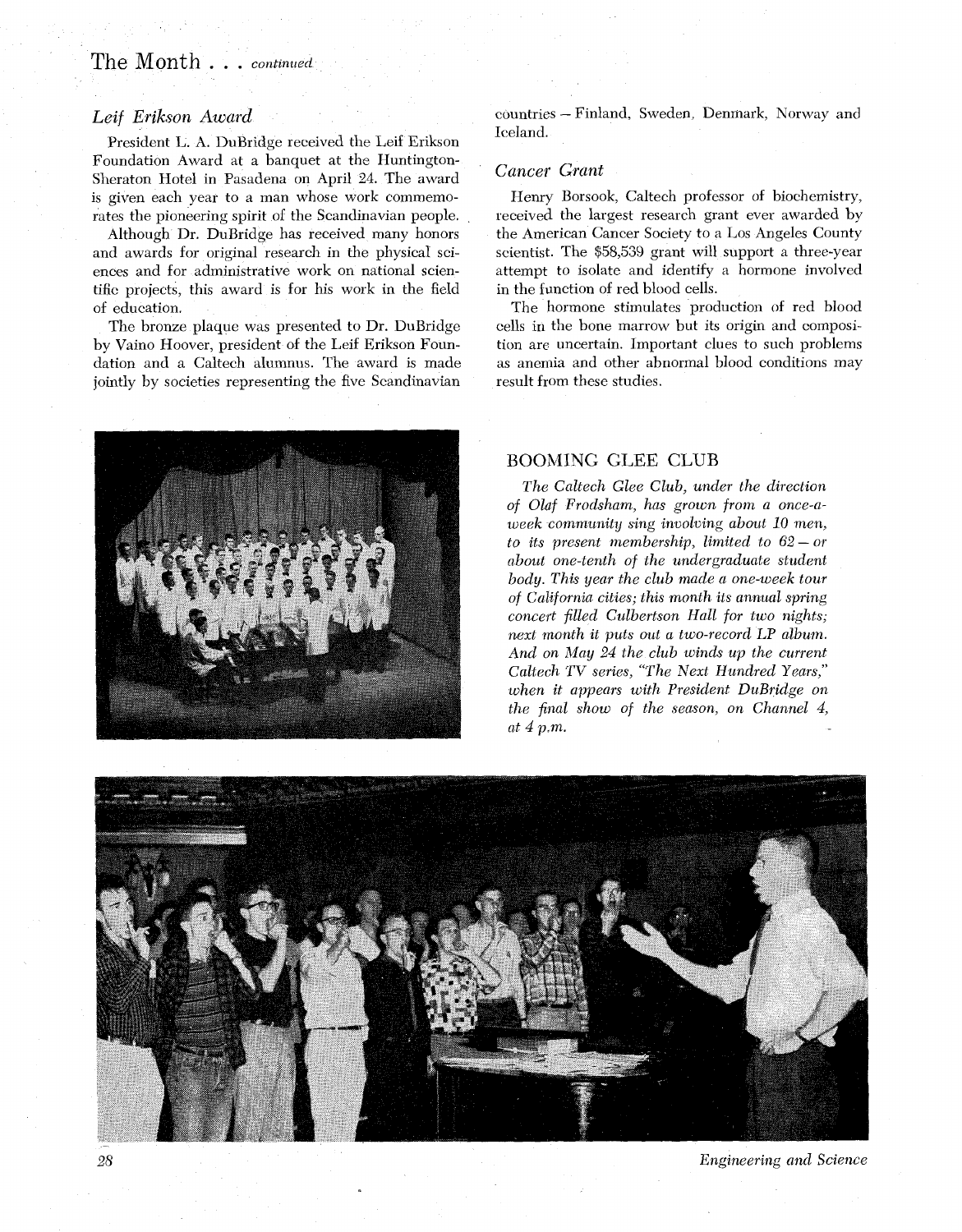## The Month . . . *continued*

### *Leif Erikson Award*

President L. A. DuBridge received the Leif Erikson Foundation Award at a banquet at the Huntington-Sheraton Hotel in Pasadena on April 24. The award is given each year to a man whose work commemorates the pioneering spirit of the Scandinavian people.

Although Dr. DuBridge has received many honors and awards for original research in the physical sciences and for administrative work on national scientific projects, this award is for his work in the field of education.

The bronze plaque was presented to Dr. DuBridge by Vaino Hoover, president of the Leif Erikson Foundation and a Caltech alumnus. The award is made jointly by societies representing the five Scandinavian countries – Finland, Sweden, Denmark, Norway and Iceland.

### *Cancer Grant*

Henry Borsook, Caltech professor of biochemistry, received the largest research grant ever awarded by the American Cancer Society to a Los Angeles County scientist. The $58,539 grant will support a three-year attempt to isolate and identify a hormone involved in the function of red blood cells.

The hormone stimulates production of red blood cells in the bone marrow but its origin and composition are uncertain. Important clues to such problems as anemia and other abnormal blood conditions may result from these studies.

### BOOMING GLEE CLUB

*The Caltech Glee Club, under the direction of Olaf Frodsham, has grown from a once-a-week community sing involving about 10 men, to its present membership, limited to 62 – or about one-tenth of the undergraduate student body. This year the club made a one-week tour of California cities; this month its annual spring concert filled Culbertson Hall for two nights; next month it puts out a two-record LP album. And on May 24 the club winds up the current Caltech TV series, "The Next Hundred Years," when it appears with President DuBridge on the final show of the season, on Channel 4, at 4 p.m.*